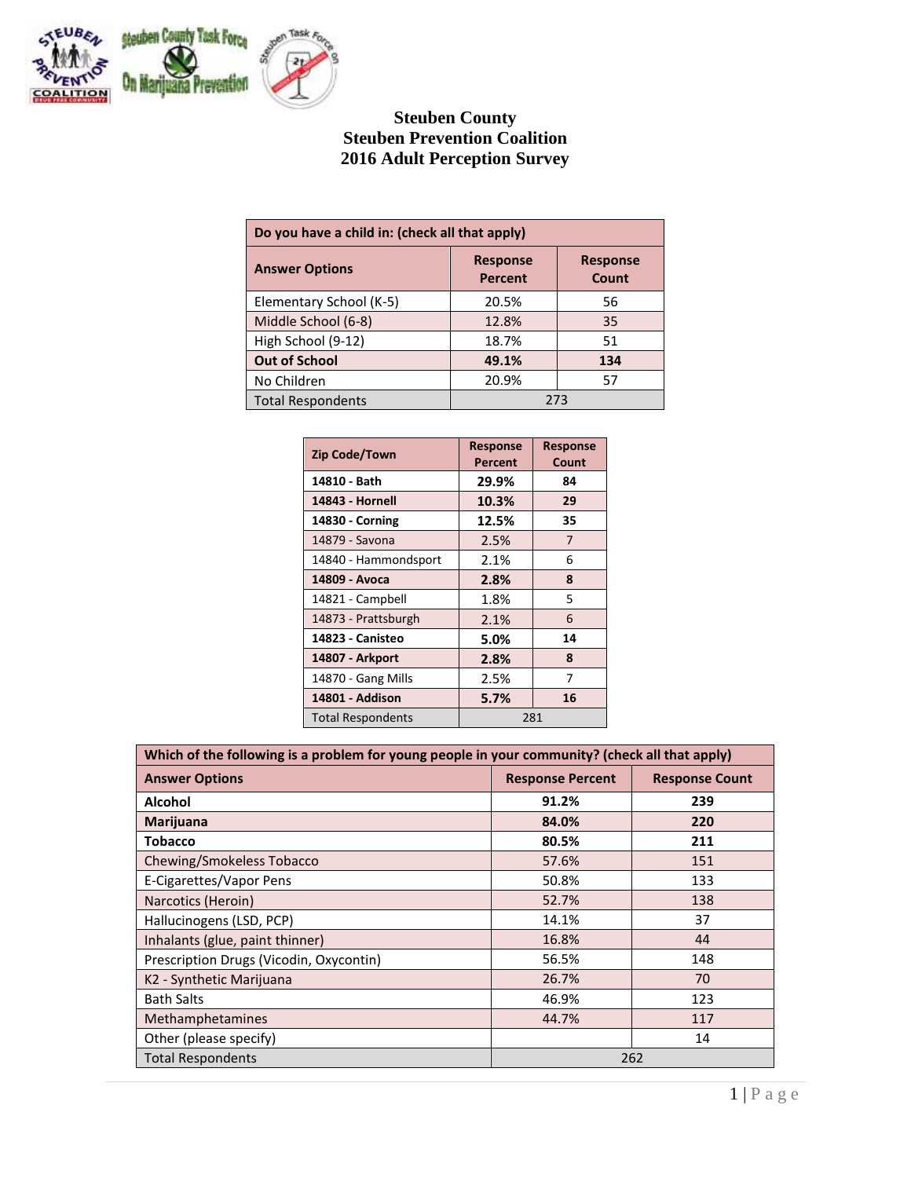# Steuben County
# Steuben Prevention Coalition
# 2016 Adult Perception Survey

| Do you have a child in: (check all that apply) | | |
|---|---|---|
| **Answer Options** | **Response Percent** | **Response Count** |
| Elementary School (K-5) | 20.5% | 56 |
| Middle School (6-8) | 12.8% | 35 |
| High School (9-12) | 18.7% | 51 |
| **Out of School** | **49.1%** | **134** |
| No Children | 20.9% | 57 |
| Total Respondents | 273 | |

| Zip Code/Town | Response Percent | Response Count |
|---|---|---|
| **14810 - Bath** | **29.9%** | **84** |
| **14843 - Hornell** | **10.3%** | **29** |
| **14830 - Corning** | **12.5%** | **35** |
| 14879 - Savona | 2.5% | 7 |
| 14840 - Hammondsport | 2.1% | 6 |
| **14809 - Avoca** | **2.8%** | **8** |
| 14821 - Campbell | 1.8% | 5 |
| 14873 - Prattsburgh | 2.1% | 6 |
| **14823 - Canisteo** | **5.0%** | **14** |
| **14807 - Arkport** | **2.8%** | **8** |
| 14870 - Gang Mills | 2.5% | 7 |
| **14801 - Addison** | **5.7%** | **16** |
| Total Respondents | 281 | |

| Which of the following is a problem for young people in your community? (check all that apply) | | |
|---|---|---|
| **Answer Options** | **Response Percent** | **Response Count** |
| **Alcohol** | **91.2%** | **239** |
| **Marijuana** | **84.0%** | **220** |
| **Tobacco** | **80.5%** | **211** |
| Chewing/Smokeless Tobacco | 57.6% | 151 |
| E-Cigarettes/Vapor Pens | 50.8% | 133 |
| Narcotics (Heroin) | 52.7% | 138 |
| Hallucinogens (LSD, PCP) | 14.1% | 37 |
| Inhalants (glue, paint thinner) | 16.8% | 44 |
| Prescription Drugs (Vicodin, Oxycontin) | 56.5% | 148 |
| K2 - Synthetic Marijuana | 26.7% | 70 |
| Bath Salts | 46.9% | 123 |
| Methamphetamines | 44.7% | 117 |
| Other (please specify) | | 14 |
| Total Respondents | 262 | |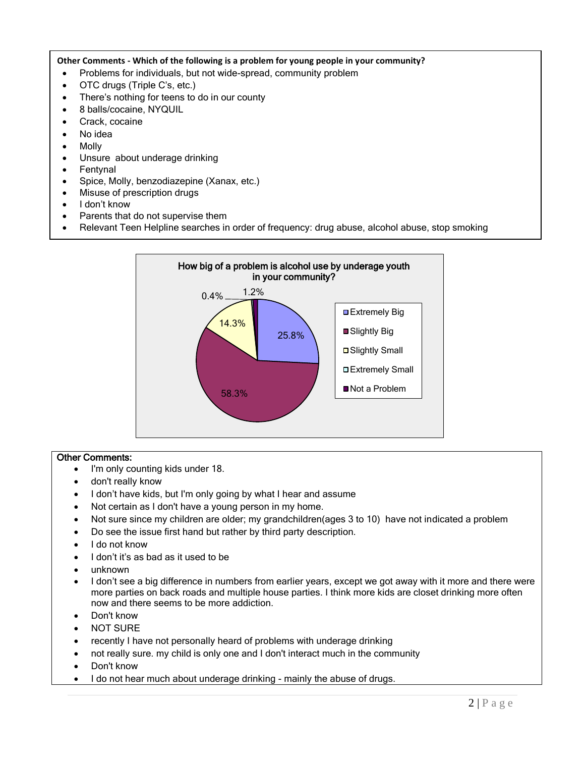**Other Comments - Which of the following is a problem for young people in your community?**

- Problems for individuals, but not wide-spread, community problem
- OTC drugs (Triple C's, etc.)
- There's nothing for teens to do in our county
- 8 balls/cocaine, NYQUIL
- Crack, cocaine
- No idea
- Molly
- Unsure about underage drinking
- Fentynal
- Spice, Molly, benzodiazepine (Xanax, etc.)
- Misuse of prescription drugs
- I don't know
- Parents that do not supervise them
- Relevant Teen Helpline searches in order of frequency: drug abuse, alcohol abuse, stop smoking

**How big of a problem is alcohol use by underage youth in your community?**

| Response | Percent |
|---|---|
| Extremely Big | 25.8% |
| Slightly Big | 58.3% |
| Slightly Small | 14.3% |
| Extremely Small | 0.4% |
| Not a Problem | 1.2% |

**Other Comments:**

- I'm only counting kids under 18.
- don't really know
- I don't have kids, but I'm only going by what I hear and assume
- Not certain as I don't have a young person in my home.
- Not sure since my children are older; my grandchildren(ages 3 to 10) have not indicated a problem
- Do see the issue first hand but rather by third party description.
- I do not know
- I don't it's as bad as it used to be
- unknown
- I don't see a big difference in numbers from earlier years, except we got away with it more and there were more parties on back roads and multiple house parties. I think more kids are closet drinking more often now and there seems to be more addiction.
- Don't know
- NOT SURE
- recently I have not personally heard of problems with underage drinking
- not really sure. my child is only one and I don't interact much in the community
- Don't know
- I do not hear much about underage drinking - mainly the abuse of drugs.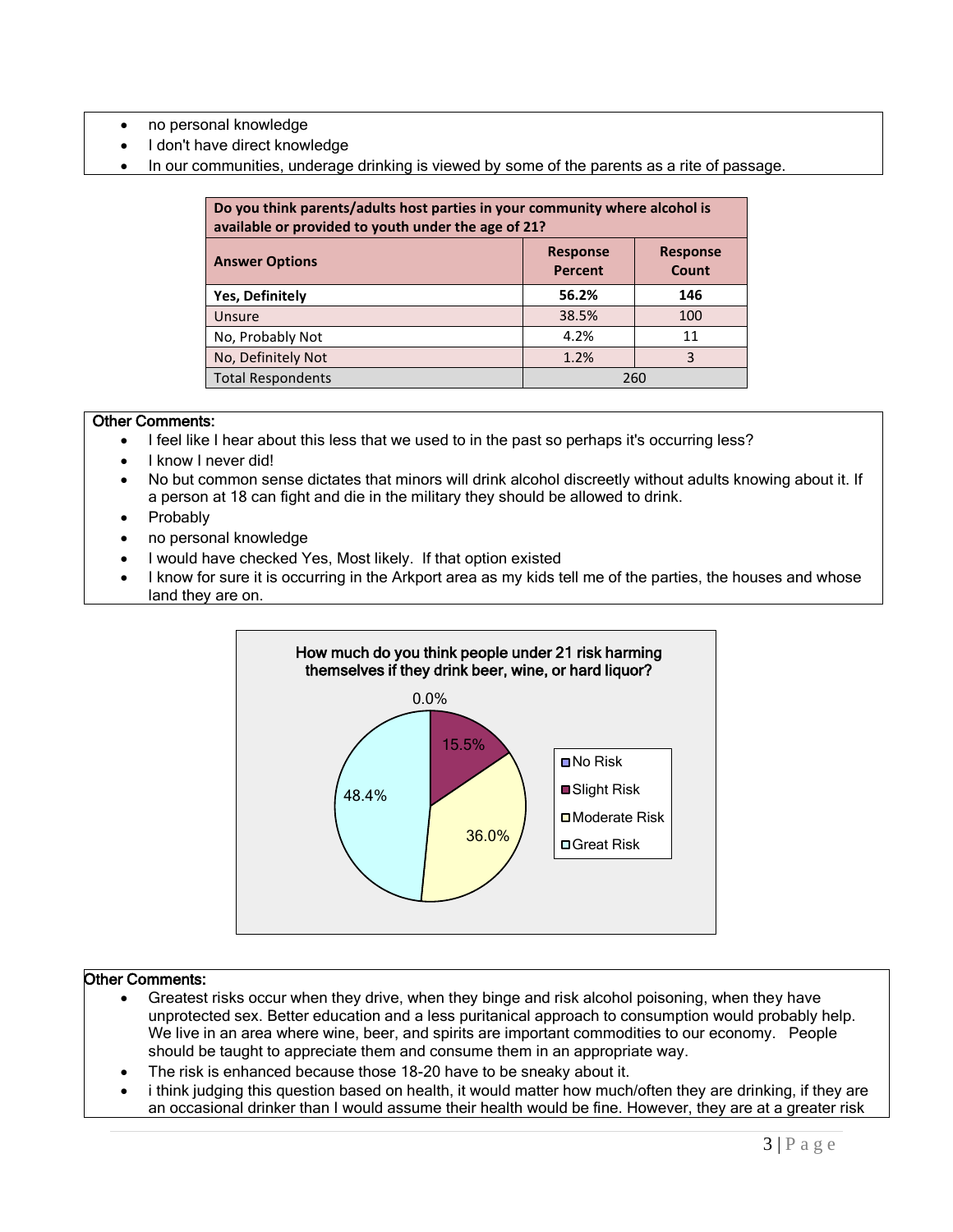- no personal knowledge
- I don't have direct knowledge
- In our communities, underage drinking is viewed by some of the parents as a rite of passage.

| Do you think parents/adults host parties in your community where alcohol is available or provided to youth under the age of 21? | | |
|---|---|---|
| **Answer Options** | **Response Percent** | **Response Count** |
| **Yes, Definitely** | **56.2%** | **146** |
| Unsure | 38.5% | 100 |
| No, Probably Not | 4.2% | 11 |
| No, Definitely Not | 1.2% | 3 |
| Total Respondents | 260 | |

**Other Comments:**

- I feel like I hear about this less that we used to in the past so perhaps it's occurring less?
- I know I never did!
- No but common sense dictates that minors will drink alcohol discreetly without adults knowing about it. If a person at 18 can fight and die in the military they should be allowed to drink.
- Probably
- no personal knowledge
- I would have checked Yes, Most likely. If that option existed
- I know for sure it is occurring in the Arkport area as my kids tell me of the parties, the houses and whose land they are on.

**How much do you think people under 21 risk harming themselves if they drink beer, wine, or hard liquor?**

| Answer Options | Response Percent |
|---|---|
| No Risk | 0.0% |
| Slight Risk | 15.5% |
| Moderate Risk | 36.0% |
| Great Risk | 48.4% |

**Other Comments:**

- Greatest risks occur when they drive, when they binge and risk alcohol poisoning, when they have unprotected sex. Better education and a less puritanical approach to consumption would probably help. We live in an area where wine, beer, and spirits are important commodities to our economy. People should be taught to appreciate them and consume them in an appropriate way.
- The risk is enhanced because those 18-20 have to be sneaky about it.
- i think judging this question based on health, it would matter how much/often they are drinking, if they are an occasional drinker than I would assume their health would be fine. However, they are at a greater risk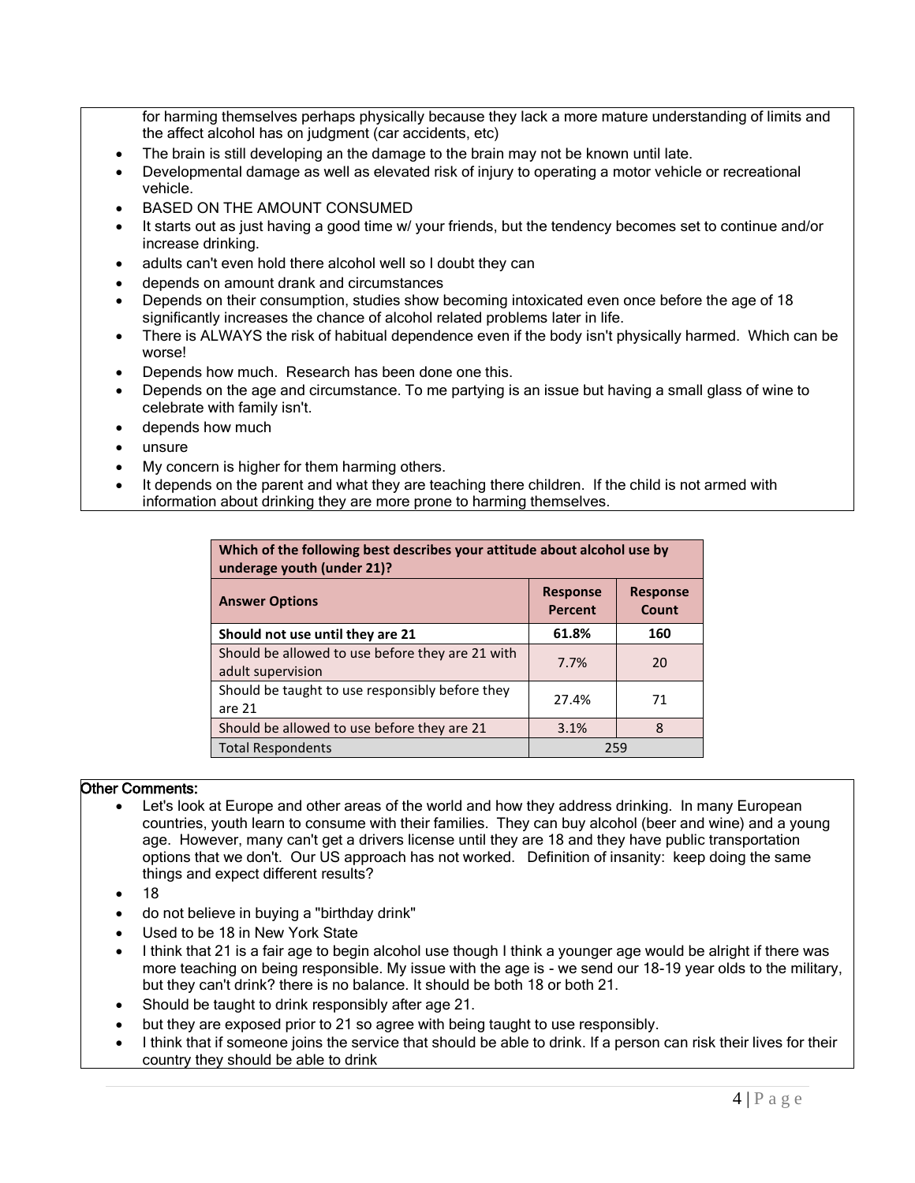for harming themselves perhaps physically because they lack a more mature understanding of limits and the affect alcohol has on judgment (car accidents, etc)

- The brain is still developing an the damage to the brain may not be known until late.
- Developmental damage as well as elevated risk of injury to operating a motor vehicle or recreational vehicle.
- BASED ON THE AMOUNT CONSUMED
- It starts out as just having a good time w/ your friends, but the tendency becomes set to continue and/or increase drinking.
- adults can't even hold there alcohol well so I doubt they can
- depends on amount drank and circumstances
- Depends on their consumption, studies show becoming intoxicated even once before the age of 18 significantly increases the chance of alcohol related problems later in life.
- There is ALWAYS the risk of habitual dependence even if the body isn't physically harmed. Which can be worse!
- Depends how much. Research has been done one this.
- Depends on the age and circumstance. To me partying is an issue but having a small glass of wine to celebrate with family isn't.
- depends how much
- unsure
- My concern is higher for them harming others.
- It depends on the parent and what they are teaching there children. If the child is not armed with information about drinking they are more prone to harming themselves.

| Which of the following best describes your attitude about alcohol use by underage youth (under 21)? | | |
|---|---|---|
| **Answer Options** | **Response Percent** | **Response Count** |
| **Should not use until they are 21** | **61.8%** | **160** |
| Should be allowed to use before they are 21 with adult supervision | 7.7% | 20 |
| Should be taught to use responsibly before they are 21 | 27.4% | 71 |
| Should be allowed to use before they are 21 | 3.1% | 8 |
| Total Respondents | 259 | |

**Other Comments:**

- Let's look at Europe and other areas of the world and how they address drinking. In many European countries, youth learn to consume with their families. They can buy alcohol (beer and wine) and a young age. However, many can't get a drivers license until they are 18 and they have public transportation options that we don't. Our US approach has not worked. Definition of insanity: keep doing the same things and expect different results?
- 18
- do not believe in buying a "birthday drink"
- Used to be 18 in New York State
- I think that 21 is a fair age to begin alcohol use though I think a younger age would be alright if there was more teaching on being responsible. My issue with the age is - we send our 18-19 year olds to the military, but they can't drink? there is no balance. It should be both 18 or both 21.
- Should be taught to drink responsibly after age 21.
- but they are exposed prior to 21 so agree with being taught to use responsibly.
- I think that if someone joins the service that should be able to drink. If a person can risk their lives for their country they should be able to drink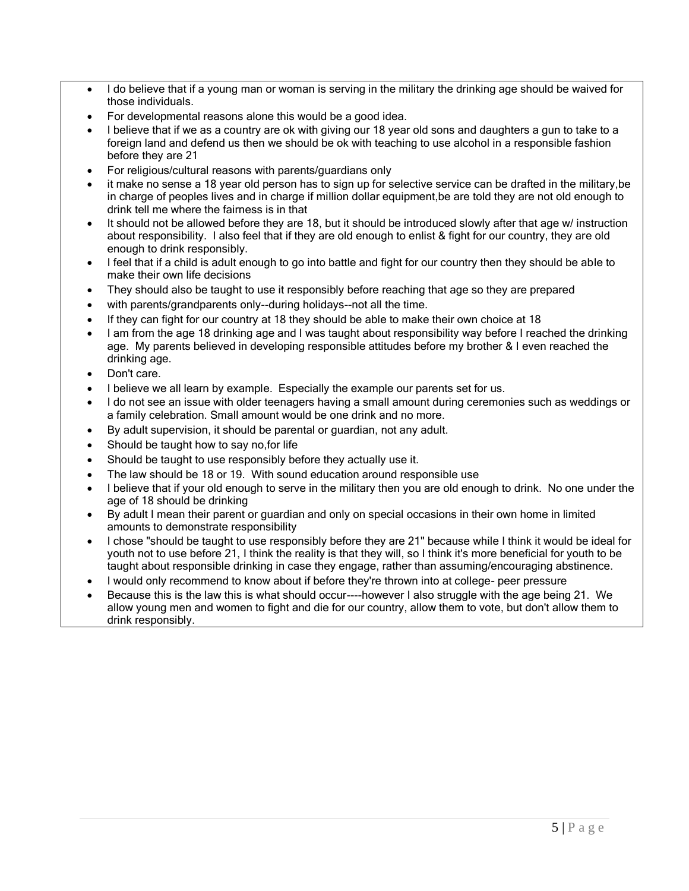- I do believe that if a young man or woman is serving in the military the drinking age should be waived for those individuals.
- For developmental reasons alone this would be a good idea.
- I believe that if we as a country are ok with giving our 18 year old sons and daughters a gun to take to a foreign land and defend us then we should be ok with teaching to use alcohol in a responsible fashion before they are 21
- For religious/cultural reasons with parents/guardians only
- it make no sense a 18 year old person has to sign up for selective service can be drafted in the military,be in charge of peoples lives and in charge if million dollar equipment,be are told they are not old enough to drink tell me where the fairness is in that
- It should not be allowed before they are 18, but it should be introduced slowly after that age w/ instruction about responsibility. I also feel that if they are old enough to enlist & fight for our country, they are old enough to drink responsibly.
- I feel that if a child is adult enough to go into battle and fight for our country then they should be able to make their own life decisions
- They should also be taught to use it responsibly before reaching that age so they are prepared
- with parents/grandparents only--during holidays--not all the time.
- If they can fight for our country at 18 they should be able to make their own choice at 18
- I am from the age 18 drinking age and I was taught about responsibility way before I reached the drinking age. My parents believed in developing responsible attitudes before my brother & I even reached the drinking age.
- Don't care.
- I believe we all learn by example. Especially the example our parents set for us.
- I do not see an issue with older teenagers having a small amount during ceremonies such as weddings or a family celebration. Small amount would be one drink and no more.
- By adult supervision, it should be parental or guardian, not any adult.
- Should be taught how to say no,for life
- Should be taught to use responsibly before they actually use it.
- The law should be 18 or 19. With sound education around responsible use
- I believe that if your old enough to serve in the military then you are old enough to drink. No one under the age of 18 should be drinking
- By adult I mean their parent or guardian and only on special occasions in their own home in limited amounts to demonstrate responsibility
- I chose "should be taught to use responsibly before they are 21" because while I think it would be ideal for youth not to use before 21, I think the reality is that they will, so I think it's more beneficial for youth to be taught about responsible drinking in case they engage, rather than assuming/encouraging abstinence.
- I would only recommend to know about if before they're thrown into at college- peer pressure
- Because this is the law this is what should occur----however I also struggle with the age being 21. We allow young men and women to fight and die for our country, allow them to vote, but don't allow them to drink responsibly.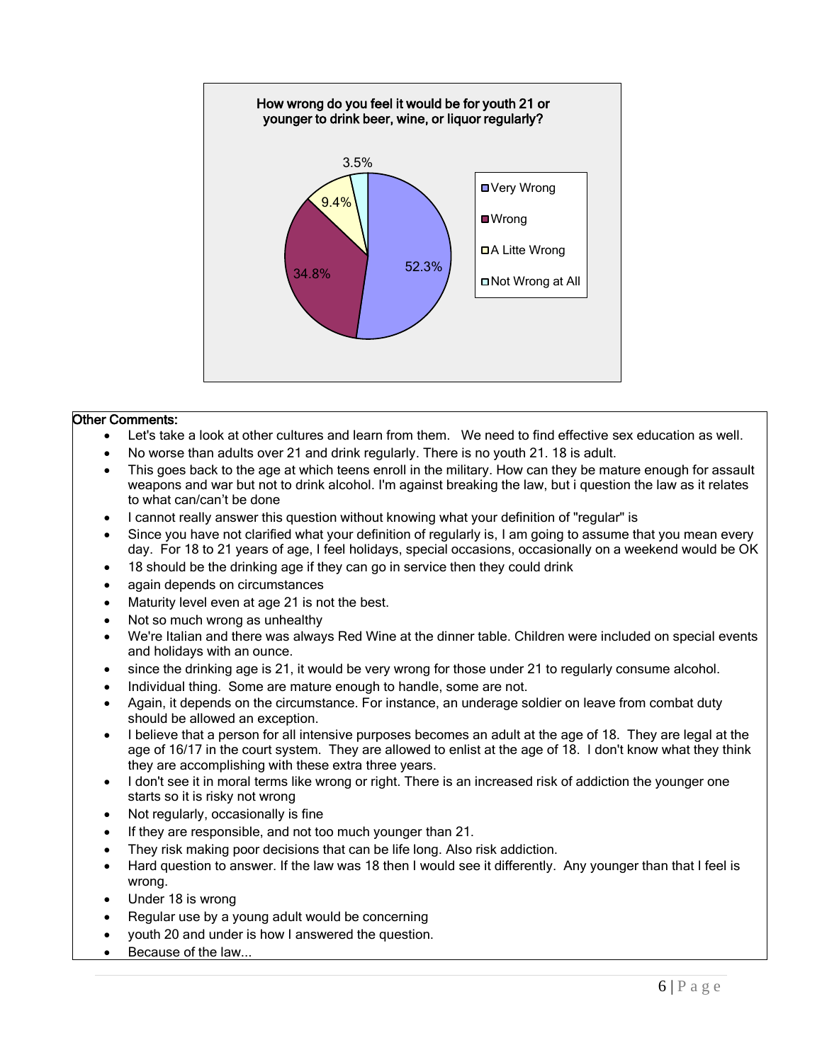**How wrong do you feel it would be for youth 21 or younger to drink beer, wine, or liquor regularly?**

| Response | Percent |
|---|---|
| Very Wrong | 52.3% |
| Wrong | 34.8% |
| A Litte Wrong | 9.4% |
| Not Wrong at All | 3.5% |

**Other Comments:**

- Let's take a look at other cultures and learn from them. We need to find effective sex education as well.
- No worse than adults over 21 and drink regularly. There is no youth 21. 18 is adult.
- This goes back to the age at which teens enroll in the military. How can they be mature enough for assault weapons and war but not to drink alcohol. I'm against breaking the law, but i question the law as it relates to what can/can't be done
- I cannot really answer this question without knowing what your definition of "regular" is
- Since you have not clarified what your definition of regularly is, I am going to assume that you mean every day. For 18 to 21 years of age, I feel holidays, special occasions, occasionally on a weekend would be OK
- 18 should be the drinking age if they can go in service then they could drink
- again depends on circumstances
- Maturity level even at age 21 is not the best.
- Not so much wrong as unhealthy
- We're Italian and there was always Red Wine at the dinner table. Children were included on special events and holidays with an ounce.
- since the drinking age is 21, it would be very wrong for those under 21 to regularly consume alcohol.
- Individual thing. Some are mature enough to handle, some are not.
- Again, it depends on the circumstance. For instance, an underage soldier on leave from combat duty should be allowed an exception.
- I believe that a person for all intensive purposes becomes an adult at the age of 18. They are legal at the age of 16/17 in the court system. They are allowed to enlist at the age of 18. I don't know what they think they are accomplishing with these extra three years.
- I don't see it in moral terms like wrong or right. There is an increased risk of addiction the younger one starts so it is risky not wrong
- Not regularly, occasionally is fine
- If they are responsible, and not too much younger than 21.
- They risk making poor decisions that can be life long. Also risk addiction.
- Hard question to answer. If the law was 18 then I would see it differently. Any younger than that I feel is wrong.
- Under 18 is wrong
- Regular use by a young adult would be concerning
- youth 20 and under is how I answered the question.
- Because of the law...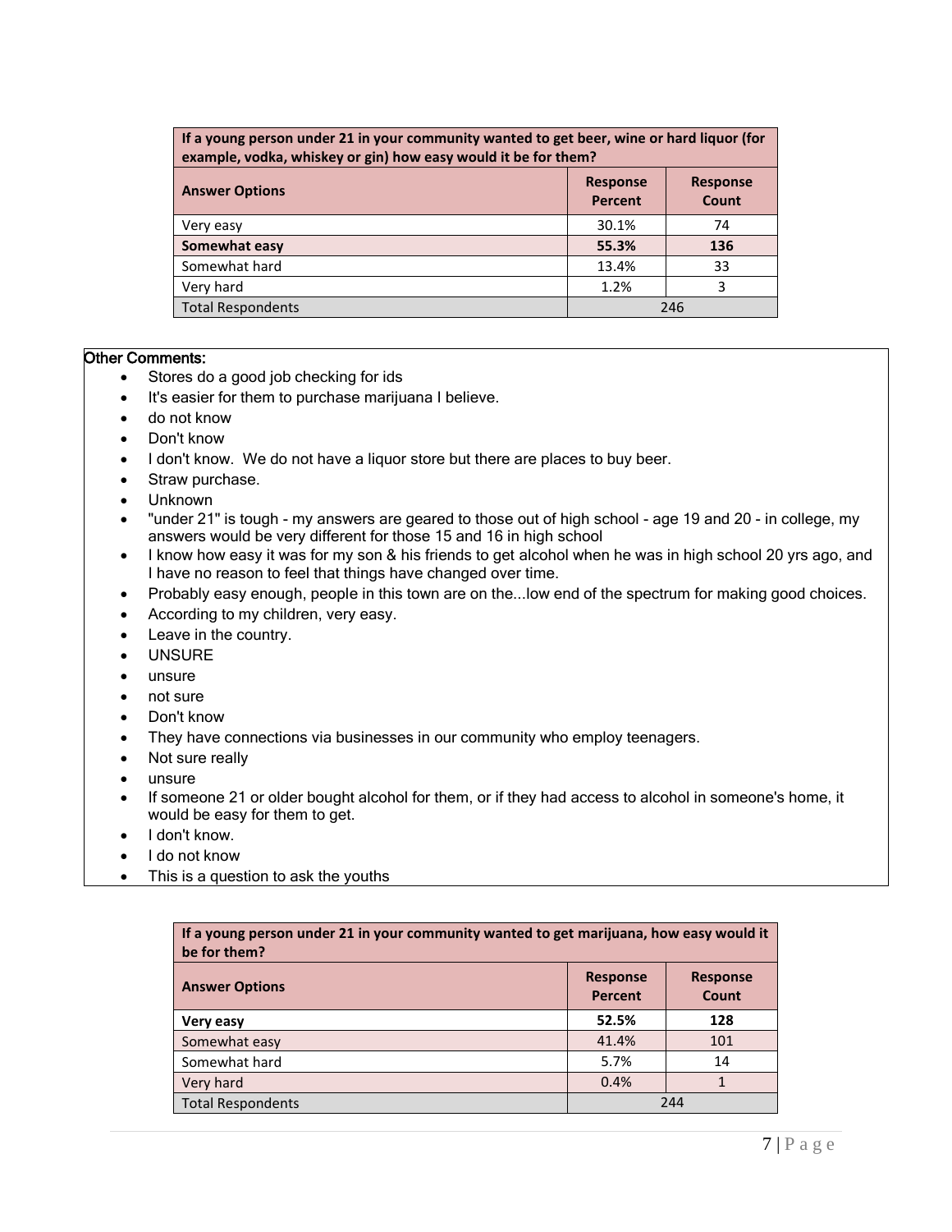| If a young person under 21 in your community wanted to get beer, wine or hard liquor (for example, vodka, whiskey or gin) how easy would it be for them? | | |
|---|---|---|
| **Answer Options** | **Response Percent** | **Response Count** |
| Very easy | 30.1% | 74 |
| **Somewhat easy** | **55.3%** | **136** |
| Somewhat hard | 13.4% | 33 |
| Very hard | 1.2% | 3 |
| Total Respondents | 246 | |

Other Comments:

- Stores do a good job checking for ids
- It's easier for them to purchase marijuana I believe.
- do not know
- Don't know
- I don't know. We do not have a liquor store but there are places to buy beer.
- Straw purchase.
- Unknown
- "under 21" is tough - my answers are geared to those out of high school - age 19 and 20 - in college, my answers would be very different for those 15 and 16 in high school
- I know how easy it was for my son & his friends to get alcohol when he was in high school 20 yrs ago, and I have no reason to feel that things have changed over time.
- Probably easy enough, people in this town are on the...low end of the spectrum for making good choices.
- According to my children, very easy.
- Leave in the country.
- UNSURE
- unsure
- not sure
- Don't know
- They have connections via businesses in our community who employ teenagers.
- Not sure really
- unsure
- If someone 21 or older bought alcohol for them, or if they had access to alcohol in someone's home, it would be easy for them to get.
- I don't know.
- I do not know
- This is a question to ask the youths

| If a young person under 21 in your community wanted to get marijuana, how easy would it be for them? | | |
|---|---|---|
| **Answer Options** | **Response Percent** | **Response Count** |
| **Very easy** | **52.5%** | **128** |
| Somewhat easy | 41.4% | 101 |
| Somewhat hard | 5.7% | 14 |
| Very hard | 0.4% | 1 |
| Total Respondents | 244 | |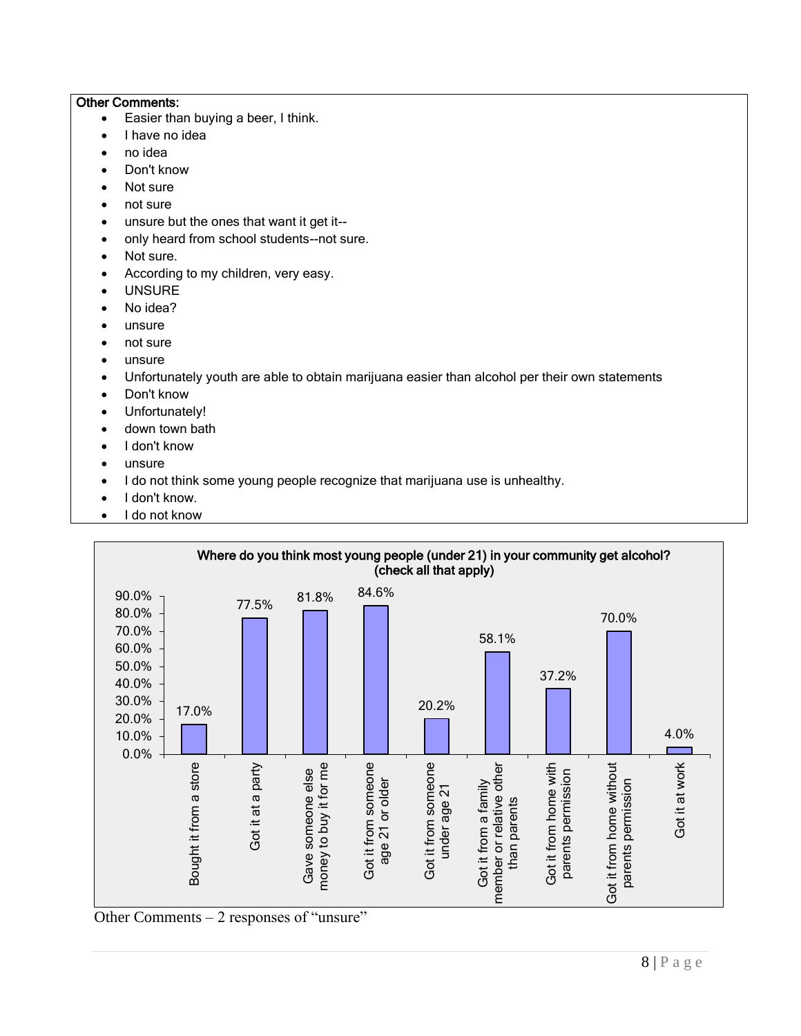**Other Comments:**

- Easier than buying a beer, I think.
- I have no idea
- no idea
- Don't know
- Not sure
- not sure
- unsure but the ones that want it get it--
- only heard from school students--not sure.
- Not sure.
- According to my children, very easy.
- UNSURE
- No idea?
- unsure
- not sure
- unsure
- Unfortunately youth are able to obtain marijuana easier than alcohol per their own statements
- Don't know
- Unfortunately!
- down town bath
- I don't know
- unsure
- I do not think some young people recognize that marijuana use is unhealthy.
- I don't know.
- I do not know

**Where do you think most young people (under 21) in your community get alcohol? (check all that apply)**

| Response | Percent |
| --- | --- |
| Bought it from a store | 17.0% |
| Got it at a party | 77.5% |
| Gave someone else money to buy it for me | 81.8% |
| Got it from someone age 21 or older | 84.6% |
| Got it from someone under age 21 | 20.2% |
| Got it from a family member or relative other than parents | 58.1% |
| Got it from home with parents permission | 37.2% |
| Got it from home without parents permission | 70.0% |
| Got it at work | 4.0% |

Other Comments – 2 responses of "unsure"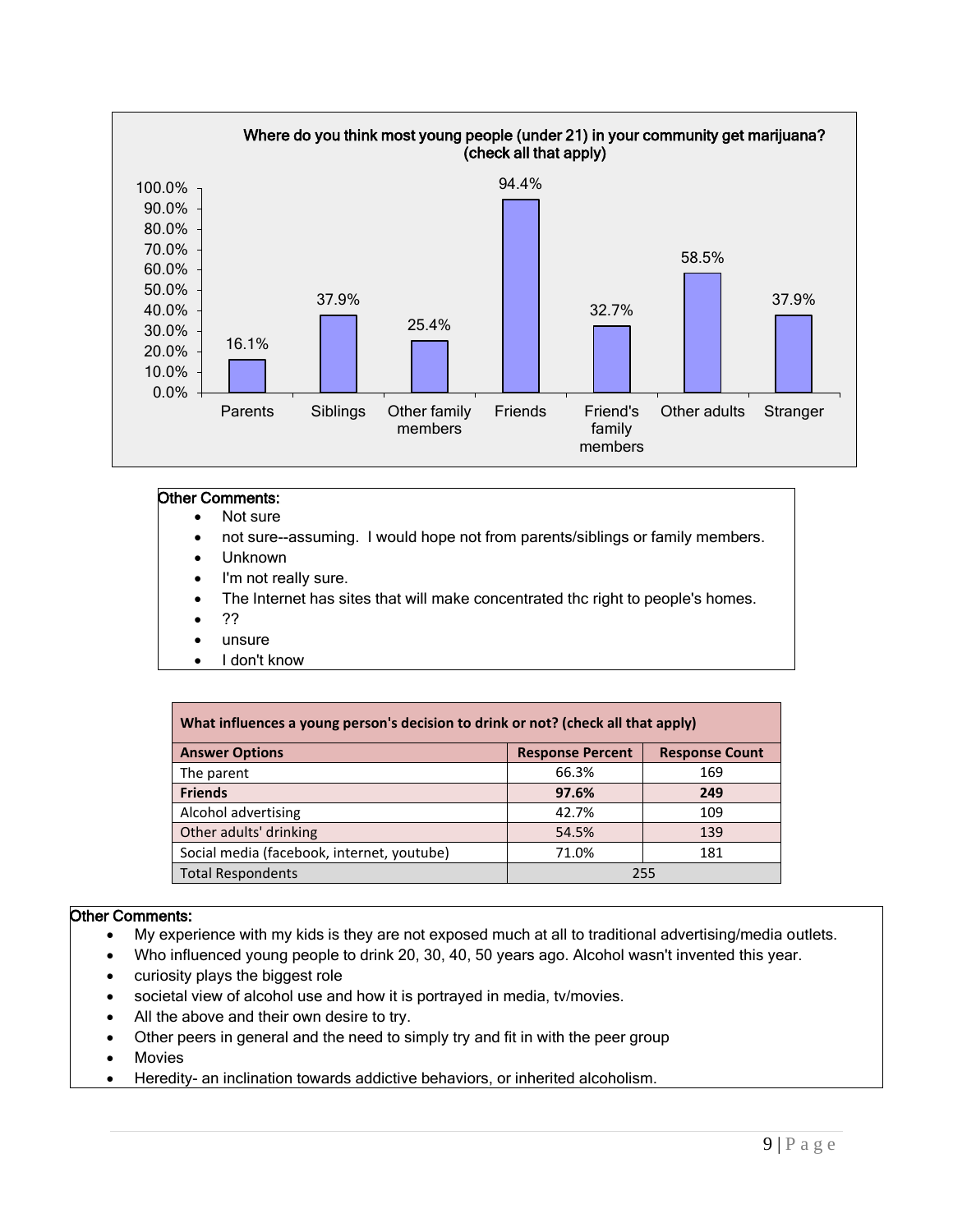**Where do you think most young people (under 21) in your community get marijuana? (check all that apply)**

| Source | Percent |
|---|---|
| Parents | 16.1% |
| Siblings | 37.9% |
| Other family members | 25.4% |
| Friends | 94.4% |
| Friend's family members | 32.7% |
| Other adults | 58.5% |
| Stranger | 37.9% |

**Other Comments:**

- Not sure
- not sure--assuming. I would hope not from parents/siblings or family members.
- Unknown
- I'm not really sure.
- The Internet has sites that will make concentrated thc right to people's homes.
- ??
- unsure
- I don't know

| What influences a young person's decision to drink or not? (check all that apply) | | |
|---|---|---|
| **Answer Options** | **Response Percent** | **Response Count** |
| The parent | 66.3% | 169 |
| **Friends** | **97.6%** | **249** |
| Alcohol advertising | 42.7% | 109 |
| Other adults' drinking | 54.5% | 139 |
| Social media (facebook, internet, youtube) | 71.0% | 181 |
| Total Respondents | 255 | |

**Other Comments:**

- My experience with my kids is they are not exposed much at all to traditional advertising/media outlets.
- Who influenced young people to drink 20, 30, 40, 50 years ago. Alcohol wasn't invented this year.
- curiosity plays the biggest role
- societal view of alcohol use and how it is portrayed in media, tv/movies.
- All the above and their own desire to try.
- Other peers in general and the need to simply try and fit in with the peer group
- Movies
- Heredity- an inclination towards addictive behaviors, or inherited alcoholism.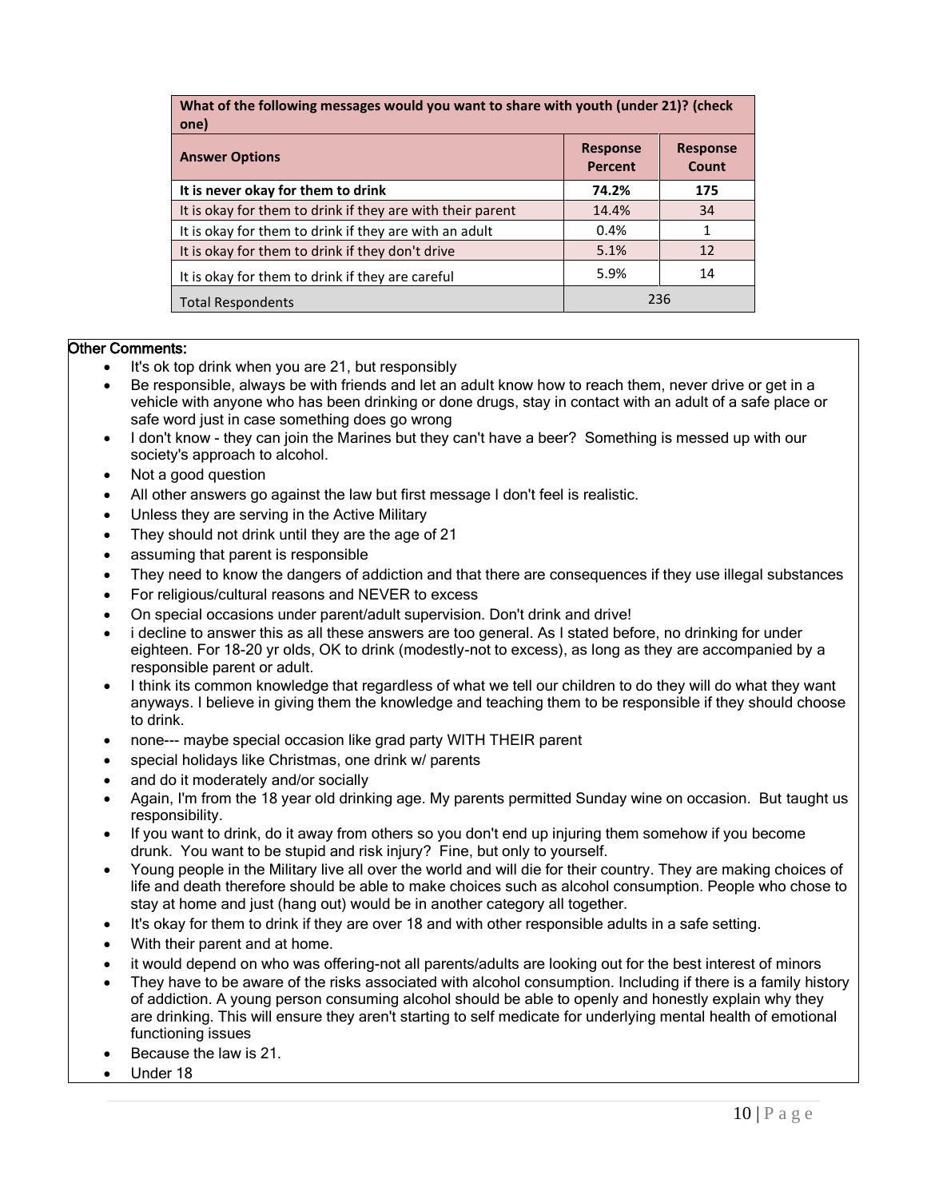| What of the following messages would you want to share with youth (under 21)? (check one) | | |
|---|---|---|
| **Answer Options** | **Response Percent** | **Response Count** |
| **It is never okay for them to drink** | **74.2%** | **175** |
| It is okay for them to drink if they are with their parent | 14.4% | 34 |
| It is okay for them to drink if they are with an adult | 0.4% | 1 |
| It is okay for them to drink if they don't drive | 5.1% | 12 |
| It is okay for them to drink if they are careful | 5.9% | 14 |
| Total Respondents | 236 | |

**Other Comments:**

- It's ok top drink when you are 21, but responsibly
- Be responsible, always be with friends and let an adult know how to reach them, never drive or get in a vehicle with anyone who has been drinking or done drugs, stay in contact with an adult of a safe place or safe word just in case something does go wrong
- I don't know - they can join the Marines but they can't have a beer? Something is messed up with our society's approach to alcohol.
- Not a good question
- All other answers go against the law but first message I don't feel is realistic.
- Unless they are serving in the Active Military
- They should not drink until they are the age of 21
- assuming that parent is responsible
- They need to know the dangers of addiction and that there are consequences if they use illegal substances
- For religious/cultural reasons and NEVER to excess
- On special occasions under parent/adult supervision. Don't drink and drive!
- i decline to answer this as all these answers are too general. As I stated before, no drinking for under eighteen. For 18-20 yr olds, OK to drink (modestly-not to excess), as long as they are accompanied by a responsible parent or adult.
- I think its common knowledge that regardless of what we tell our children to do they will do what they want anyways. I believe in giving them the knowledge and teaching them to be responsible if they should choose to drink.
- none--- maybe special occasion like grad party WITH THEIR parent
- special holidays like Christmas, one drink w/ parents
- and do it moderately and/or socially
- Again, I'm from the 18 year old drinking age. My parents permitted Sunday wine on occasion. But taught us responsibility.
- If you want to drink, do it away from others so you don't end up injuring them somehow if you become drunk. You want to be stupid and risk injury? Fine, but only to yourself.
- Young people in the Military live all over the world and will die for their country. They are making choices of life and death therefore should be able to make choices such as alcohol consumption. People who chose to stay at home and just (hang out) would be in another category all together.
- It's okay for them to drink if they are over 18 and with other responsible adults in a safe setting.
- With their parent and at home.
- it would depend on who was offering-not all parents/adults are looking out for the best interest of minors
- They have to be aware of the risks associated with alcohol consumption. Including if there is a family history of addiction. A young person consuming alcohol should be able to openly and honestly explain why they are drinking. This will ensure they aren't starting to self medicate for underlying mental health of emotional functioning issues
- Because the law is 21.
- Under 18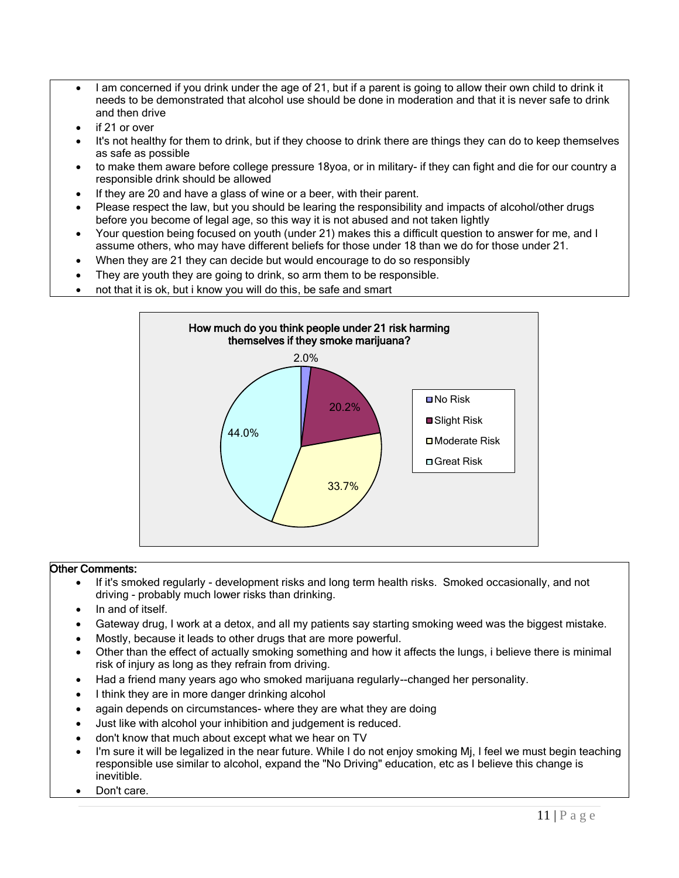- I am concerned if you drink under the age of 21, but if a parent is going to allow their own child to drink it needs to be demonstrated that alcohol use should be done in moderation and that it is never safe to drink and then drive
- if 21 or over
- It's not healthy for them to drink, but if they choose to drink there are things they can do to keep themselves as safe as possible
- to make them aware before college pressure 18yoa, or in military- if they can fight and die for our country a responsible drink should be allowed
- If they are 20 and have a glass of wine or a beer, with their parent.
- Please respect the law, but you should be learing the responsibility and impacts of alcohol/other drugs before you become of legal age, so this way it is not abused and not taken lightly
- Your question being focused on youth (under 21) makes this a difficult question to answer for me, and I assume others, who may have different beliefs for those under 18 than we do for those under 21.
- When they are 21 they can decide but would encourage to do so responsibly
- They are youth they are going to drink, so arm them to be responsible.
- not that it is ok, but i know you will do this, be safe and smart

**How much do you think people under 21 risk harming themselves if they smoke marijuana?**

| Response | Percent |
|---|---|
| No Risk | 2.0% |
| Slight Risk | 20.2% |
| Moderate Risk | 33.7% |
| Great Risk | 44.0% |

**Other Comments:**

- If it's smoked regularly - development risks and long term health risks. Smoked occasionally, and not driving - probably much lower risks than drinking.
- In and of itself.
- Gateway drug, I work at a detox, and all my patients say starting smoking weed was the biggest mistake.
- Mostly, because it leads to other drugs that are more powerful.
- Other than the effect of actually smoking something and how it affects the lungs, i believe there is minimal risk of injury as long as they refrain from driving.
- Had a friend many years ago who smoked marijuana regularly--changed her personality.
- I think they are in more danger drinking alcohol
- again depends on circumstances- where they are what they are doing
- Just like with alcohol your inhibition and judgement is reduced.
- don't know that much about except what we hear on TV
- I'm sure it will be legalized in the near future. While I do not enjoy smoking Mj, I feel we must begin teaching responsible use similar to alcohol, expand the "No Driving" education, etc as I believe this change is inevitible.
- Don't care.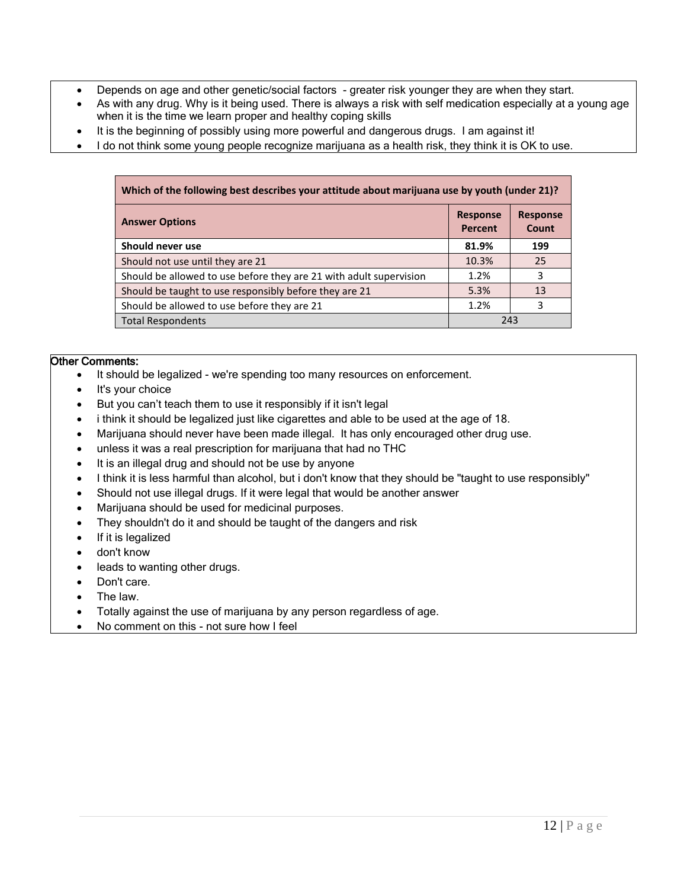- Depends on age and other genetic/social factors - greater risk younger they are when they start.
- As with any drug. Why is it being used. There is always a risk with self medication especially at a young age when it is the time we learn proper and healthy coping skills
- It is the beginning of possibly using more powerful and dangerous drugs. I am against it!
- I do not think some young people recognize marijuana as a health risk, they think it is OK to use.

| Which of the following best describes your attitude about marijuana use by youth (under 21)? | | |
|---|---|---|
| **Answer Options** | **Response Percent** | **Response Count** |
| **Should never use** | **81.9%** | **199** |
| Should not use until they are 21 | 10.3% | 25 |
| Should be allowed to use before they are 21 with adult supervision | 1.2% | 3 |
| Should be taught to use responsibly before they are 21 | 5.3% | 13 |
| Should be allowed to use before they are 21 | 1.2% | 3 |
| Total Respondents | 243 | |

Other Comments:

- It should be legalized - we're spending too many resources on enforcement.
- It's your choice
- But you can't teach them to use it responsibly if it isn't legal
- i think it should be legalized just like cigarettes and able to be used at the age of 18.
- Marijuana should never have been made illegal. It has only encouraged other drug use.
- unless it was a real prescription for marijuana that had no THC
- It is an illegal drug and should not be use by anyone
- I think it is less harmful than alcohol, but i don't know that they should be "taught to use responsibly"
- Should not use illegal drugs. If it were legal that would be another answer
- Marijuana should be used for medicinal purposes.
- They shouldn't do it and should be taught of the dangers and risk
- If it is legalized
- don't know
- leads to wanting other drugs.
- Don't care.
- The law.
- Totally against the use of marijuana by any person regardless of age.
- No comment on this - not sure how I feel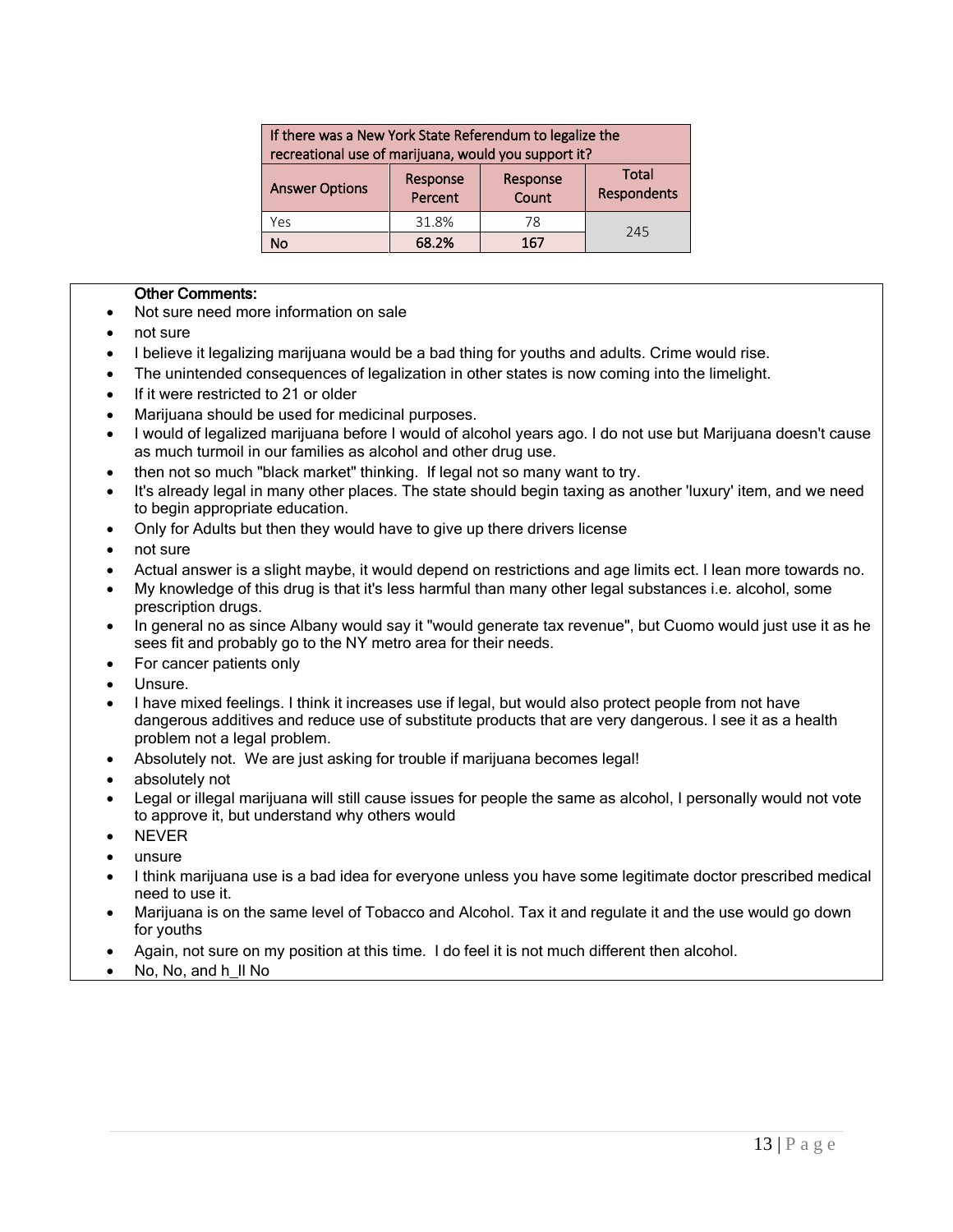| If there was a New York State Referendum to legalize the recreational use of marijuana, would you support it? | | | |
|---|---|---|---|
| Answer Options | Response Percent | Response Count | Total Respondents |
| Yes | 31.8% | 78 | 245 |
| **No** | **68.2%** | **167** | |

**Other Comments:**

- Not sure need more information on sale
- not sure
- I believe it legalizing marijuana would be a bad thing for youths and adults. Crime would rise.
- The unintended consequences of legalization in other states is now coming into the limelight.
- If it were restricted to 21 or older
- Marijuana should be used for medicinal purposes.
- I would of legalized marijuana before I would of alcohol years ago. I do not use but Marijuana doesn't cause as much turmoil in our families as alcohol and other drug use.
- then not so much "black market" thinking. If legal not so many want to try.
- It's already legal in many other places. The state should begin taxing as another 'luxury' item, and we need to begin appropriate education.
- Only for Adults but then they would have to give up there drivers license
- not sure
- Actual answer is a slight maybe, it would depend on restrictions and age limits ect. I lean more towards no.
- My knowledge of this drug is that it's less harmful than many other legal substances i.e. alcohol, some prescription drugs.
- In general no as since Albany would say it "would generate tax revenue", but Cuomo would just use it as he sees fit and probably go to the NY metro area for their needs.
- For cancer patients only
- Unsure.
- I have mixed feelings. I think it increases use if legal, but would also protect people from not have dangerous additives and reduce use of substitute products that are very dangerous. I see it as a health problem not a legal problem.
- Absolutely not. We are just asking for trouble if marijuana becomes legal!
- absolutely not
- Legal or illegal marijuana will still cause issues for people the same as alcohol, I personally would not vote to approve it, but understand why others would
- NEVER
- unsure
- I think marijuana use is a bad idea for everyone unless you have some legitimate doctor prescribed medical need to use it.
- Marijuana is on the same level of Tobacco and Alcohol. Tax it and regulate it and the use would go down for youths
- Again, not sure on my position at this time. I do feel it is not much different then alcohol.
- No, No, and h_ll No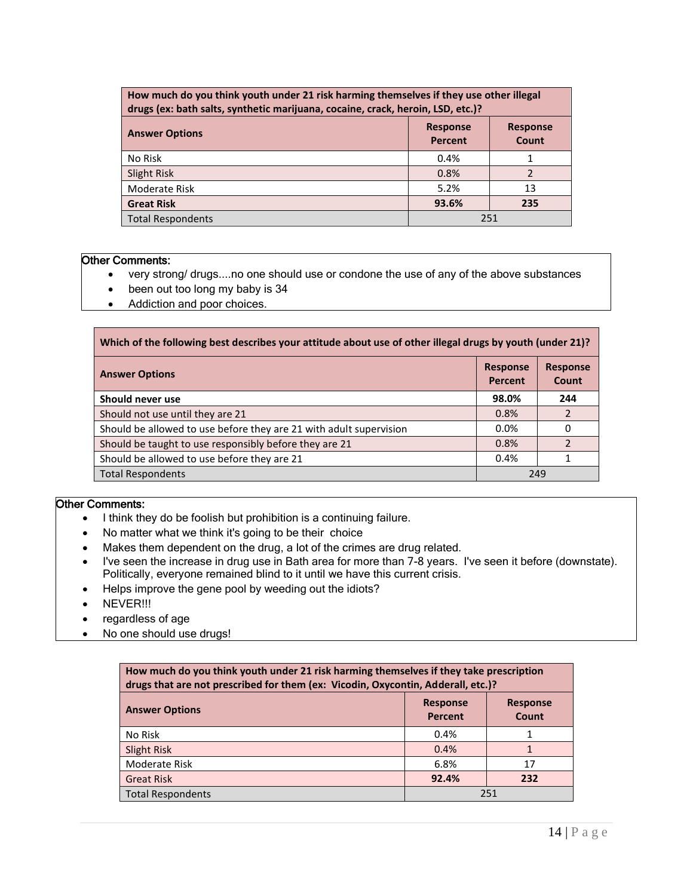| How much do you think youth under 21 risk harming themselves if they use other illegal drugs (ex: bath salts, synthetic marijuana, cocaine, crack, heroin, LSD, etc.)? | | |
|---|---|---|
| **Answer Options** | **Response Percent** | **Response Count** |
| No Risk | 0.4% | 1 |
| Slight Risk | 0.8% | 2 |
| Moderate Risk | 5.2% | 13 |
| **Great Risk** | **93.6%** | **235** |
| Total Respondents | 251 | |

Other Comments:

- very strong/ drugs....no one should use or condone the use of any of the above substances
- been out too long my baby is 34
- Addiction and poor choices.

| Which of the following best describes your attitude about use of other illegal drugs by youth (under 21)? | | |
|---|---|---|
| **Answer Options** | **Response Percent** | **Response Count** |
| **Should never use** | **98.0%** | **244** |
| Should not use until they are 21 | 0.8% | 2 |
| Should be allowed to use before they are 21 with adult supervision | 0.0% | 0 |
| Should be taught to use responsibly before they are 21 | 0.8% | 2 |
| Should be allowed to use before they are 21 | 0.4% | 1 |
| Total Respondents | 249 | |

Other Comments:

- I think they do be foolish but prohibition is a continuing failure.
- No matter what we think it's going to be their choice
- Makes them dependent on the drug, a lot of the crimes are drug related.
- I've seen the increase in drug use in Bath area for more than 7-8 years. I've seen it before (downstate). Politically, everyone remained blind to it until we have this current crisis.
- Helps improve the gene pool by weeding out the idiots?
- NEVER!!!
- regardless of age
- No one should use drugs!

| How much do you think youth under 21 risk harming themselves if they take prescription drugs that are not prescribed for them (ex: Vicodin, Oxycontin, Adderall, etc.)? | | |
|---|---|---|
| **Answer Options** | **Response Percent** | **Response Count** |
| No Risk | 0.4% | 1 |
| Slight Risk | 0.4% | 1 |
| Moderate Risk | 6.8% | 17 |
| Great Risk | **92.4%** | **232** |
| Total Respondents | 251 | |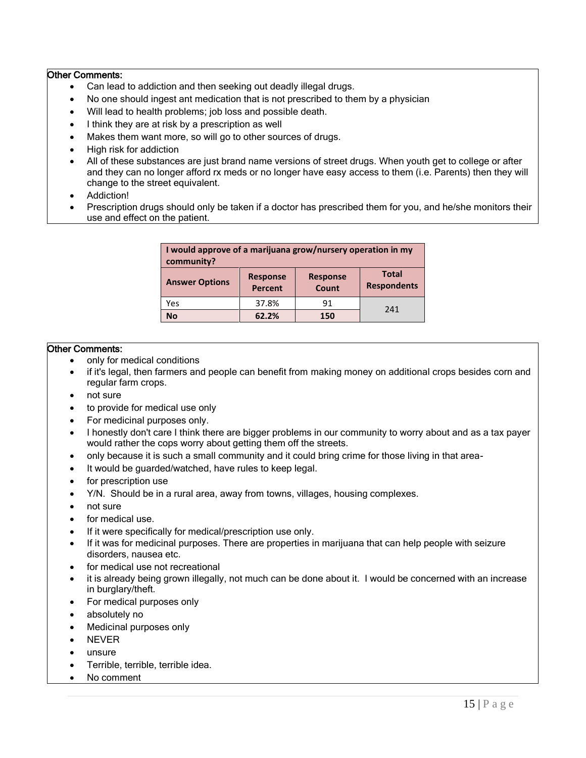**Other Comments:**

- Can lead to addiction and then seeking out deadly illegal drugs.
- No one should ingest ant medication that is not prescribed to them by a physician
- Will lead to health problems; job loss and possible death.
- I think they are at risk by a prescription as well
- Makes them want more, so will go to other sources of drugs.
- High risk for addiction
- All of these substances are just brand name versions of street drugs. When youth get to college or after and they can no longer afford rx meds or no longer have easy access to them (i.e. Parents) then they will change to the street equivalent.
- Addiction!
- Prescription drugs should only be taken if a doctor has prescribed them for you, and he/she monitors their use and effect on the patient.

| I would approve of a marijuana grow/nursery operation in my community? | | | |
|---|---|---|---|
| **Answer Options** | **Response Percent** | **Response Count** | **Total Respondents** |
| Yes | 37.8% | 91 | 241 |
| **No** | **62.2%** | **150** | |

**Other Comments:**

- only for medical conditions
- if it's legal, then farmers and people can benefit from making money on additional crops besides corn and regular farm crops.
- not sure
- to provide for medical use only
- For medicinal purposes only.
- I honestly don't care I think there are bigger problems in our community to worry about and as a tax payer would rather the cops worry about getting them off the streets.
- only because it is such a small community and it could bring crime for those living in that area-
- It would be guarded/watched, have rules to keep legal.
- for prescription use
- Y/N. Should be in a rural area, away from towns, villages, housing complexes.
- not sure
- for medical use.
- If it were specifically for medical/prescription use only.
- If it was for medicinal purposes. There are properties in marijuana that can help people with seizure disorders, nausea etc.
- for medical use not recreational
- it is already being grown illegally, not much can be done about it. I would be concerned with an increase in burglary/theft.
- For medical purposes only
- absolutely no
- Medicinal purposes only
- NEVER
- unsure
- Terrible, terrible, terrible idea.
- No comment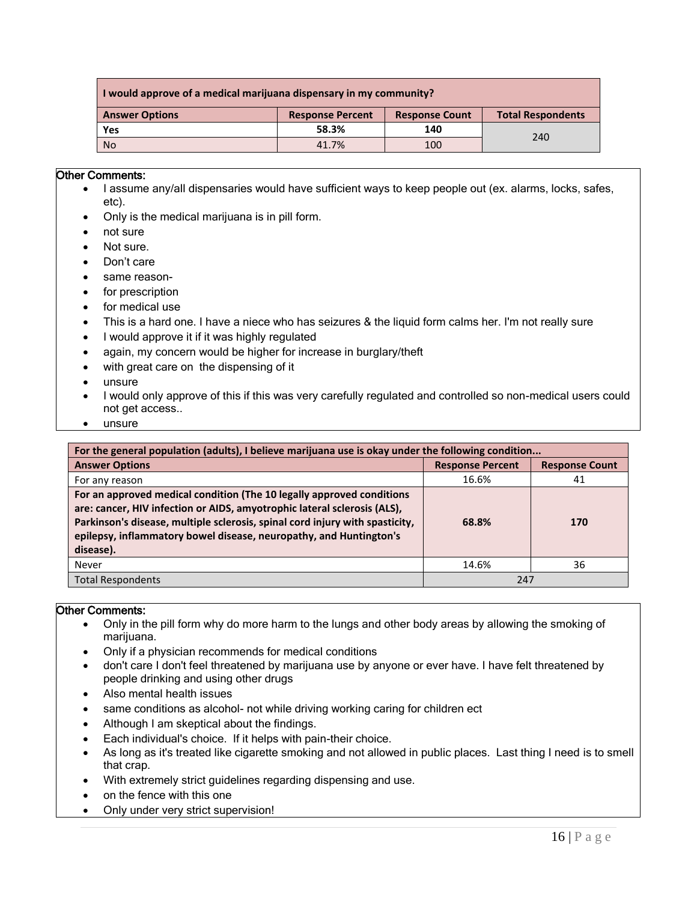| I would approve of a medical marijuana dispensary in my community? | | | |
|---|---|---|---|
| **Answer Options** | **Response Percent** | **Response Count** | **Total Respondents** |
| **Yes** | **58.3%** | **140** | 240 |
| No | 41.7% | 100 | |

**Other Comments:**

- I assume any/all dispensaries would have sufficient ways to keep people out (ex. alarms, locks, safes, etc).
- Only is the medical marijuana is in pill form.
- not sure
- Not sure.
- Don't care
- same reason-
- for prescription
- for medical use
- This is a hard one. I have a niece who has seizures & the liquid form calms her. I'm not really sure
- I would approve it if it was highly regulated
- again, my concern would be higher for increase in burglary/theft
- with great care on the dispensing of it
- unsure
- I would only approve of this if this was very carefully regulated and controlled so non-medical users could not get access..
- unsure

| For the general population (adults), I believe marijuana use is okay under the following condition... | | |
|---|---|---|
| **Answer Options** | **Response Percent** | **Response Count** |
| For any reason | 16.6% | 41 |
| **For an approved medical condition (The 10 legally approved conditions are: cancer, HIV infection or AIDS, amyotrophic lateral sclerosis (ALS), Parkinson's disease, multiple sclerosis, spinal cord injury with spasticity, epilepsy, inflammatory bowel disease, neuropathy, and Huntington's disease).** | **68.8%** | **170** |
| Never | 14.6% | 36 |
| Total Respondents | 247 | |

**Other Comments:**

- Only in the pill form why do more harm to the lungs and other body areas by allowing the smoking of marijuana.
- Only if a physician recommends for medical conditions
- don't care I don't feel threatened by marijuana use by anyone or ever have. I have felt threatened by people drinking and using other drugs
- Also mental health issues
- same conditions as alcohol- not while driving working caring for children ect
- Although I am skeptical about the findings.
- Each individual's choice. If it helps with pain-their choice.
- As long as it's treated like cigarette smoking and not allowed in public places. Last thing I need is to smell that crap.
- With extremely strict guidelines regarding dispensing and use.
- on the fence with this one
- Only under very strict supervision!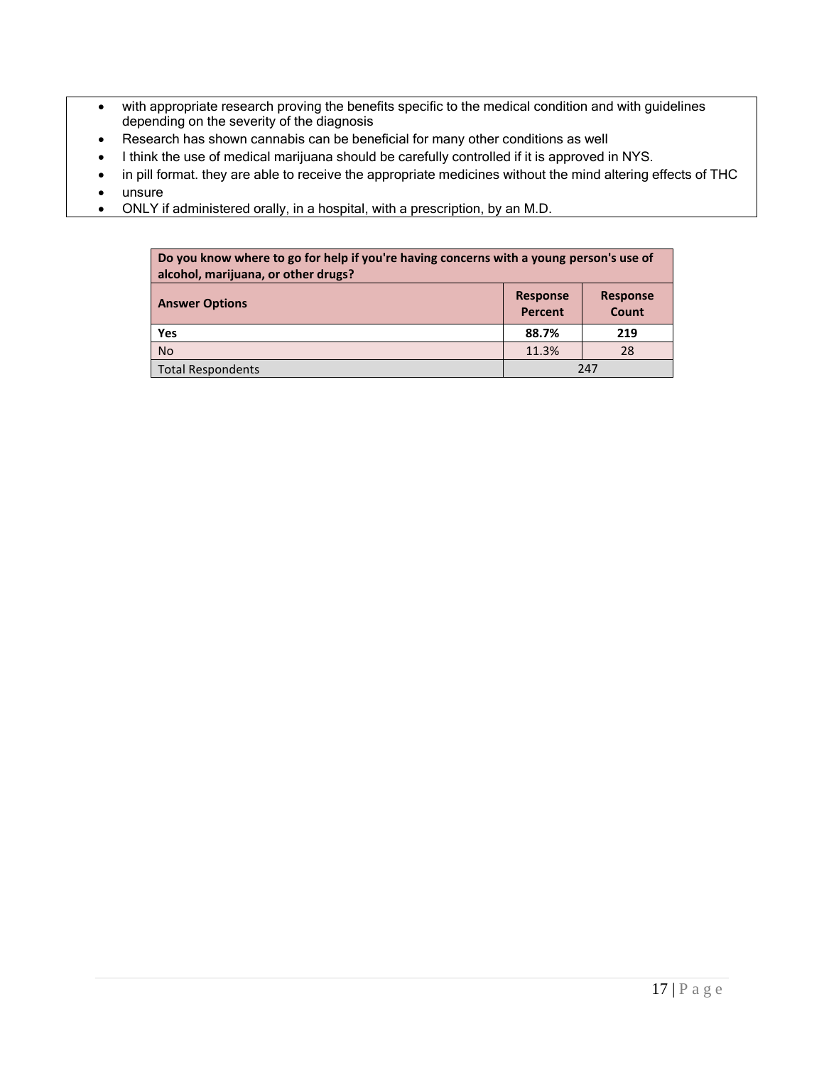- with appropriate research proving the benefits specific to the medical condition and with guidelines depending on the severity of the diagnosis
- Research has shown cannabis can be beneficial for many other conditions as well
- I think the use of medical marijuana should be carefully controlled if it is approved in NYS.
- in pill format. they are able to receive the appropriate medicines without the mind altering effects of THC
- unsure
- ONLY if administered orally, in a hospital, with a prescription, by an M.D.

| Do you know where to go for help if you're having concerns with a young person's use of alcohol, marijuana, or other drugs? | | |
|---|---|---|
| **Answer Options** | **Response Percent** | **Response Count** |
| **Yes** | **88.7%** | **219** |
| No | 11.3% | 28 |
| Total Respondents | 247 | |